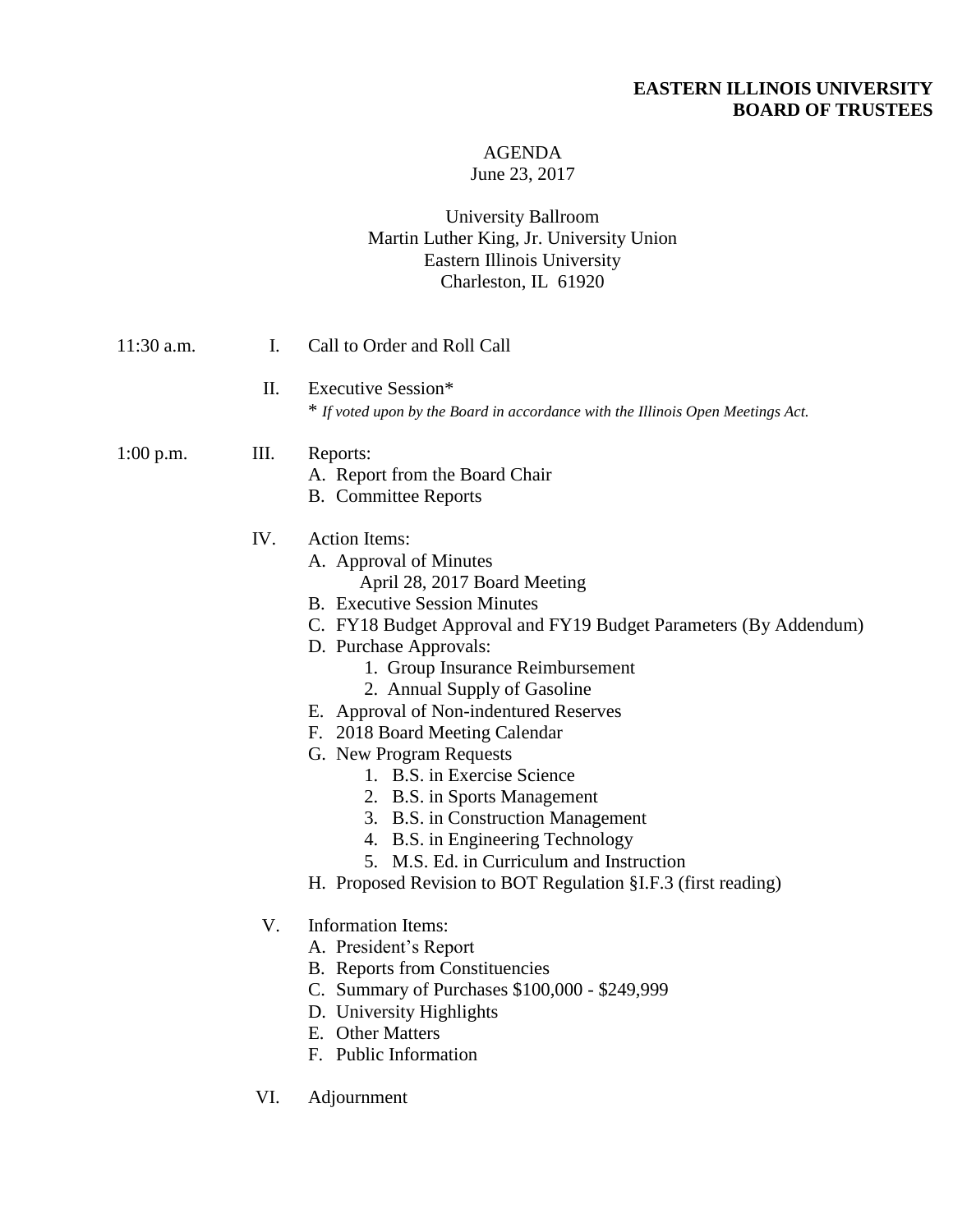**EASTERN ILLINOIS UNIVERSITY**
**BOARD OF TRUSTEES**

AGENDA
June 23, 2017

University Ballroom
Martin Luther King, Jr. University Union
Eastern Illinois University
Charleston, IL 61920

11:30 a.m. I. Call to Order and Roll Call

II. Executive Session*
\* *If voted upon by the Board in accordance with the Illinois Open Meetings Act.*

1:00 p.m. III. Reports:
- A. Report from the Board Chair
- B. Committee Reports

IV. Action Items:
- A. Approval of Minutes
  - April 28, 2017 Board Meeting
- B. Executive Session Minutes
- C. FY18 Budget Approval and FY19 Budget Parameters (By Addendum)
- D. Purchase Approvals:
  1. Group Insurance Reimbursement
  2. Annual Supply of Gasoline
- E. Approval of Non-indentured Reserves
- F. 2018 Board Meeting Calendar
- G. New Program Requests
  1. B.S. in Exercise Science
  2. B.S. in Sports Management
  3. B.S. in Construction Management
  4. B.S. in Engineering Technology
  5. M.S. Ed. in Curriculum and Instruction
- H. Proposed Revision to BOT Regulation §I.F.3 (first reading)

V. Information Items:
- A. President's Report
- B. Reports from Constituencies
- C. Summary of Purchases $100,000 - $249,999
- D. University Highlights
- E. Other Matters
- F. Public Information

VI. Adjournment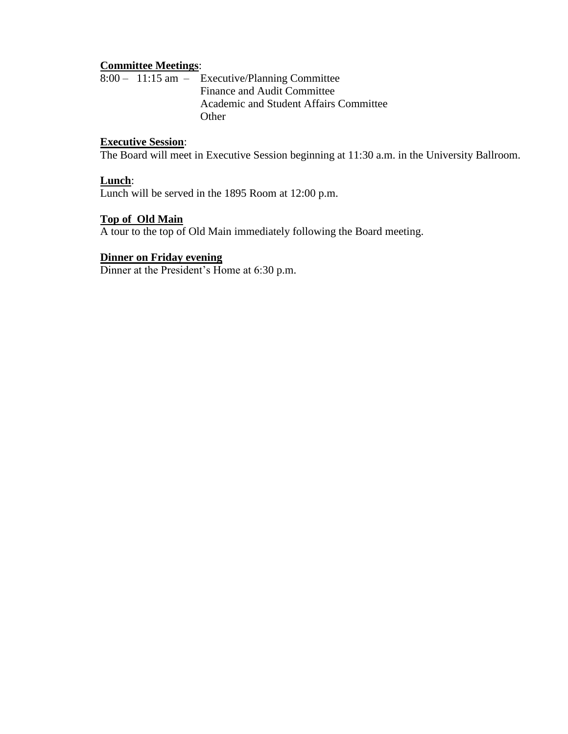**Committee Meetings**:

8:00 – 11:15 am – Executive/Planning Committee
Finance and Audit Committee
Academic and Student Affairs Committee
Other

**Executive Session**:

The Board will meet in Executive Session beginning at 11:30 a.m. in the University Ballroom.

**Lunch**:

Lunch will be served in the 1895 Room at 12:00 p.m.

**Top of Old Main**

A tour to the top of Old Main immediately following the Board meeting.

**Dinner on Friday evening**

Dinner at the President's Home at 6:30 p.m.